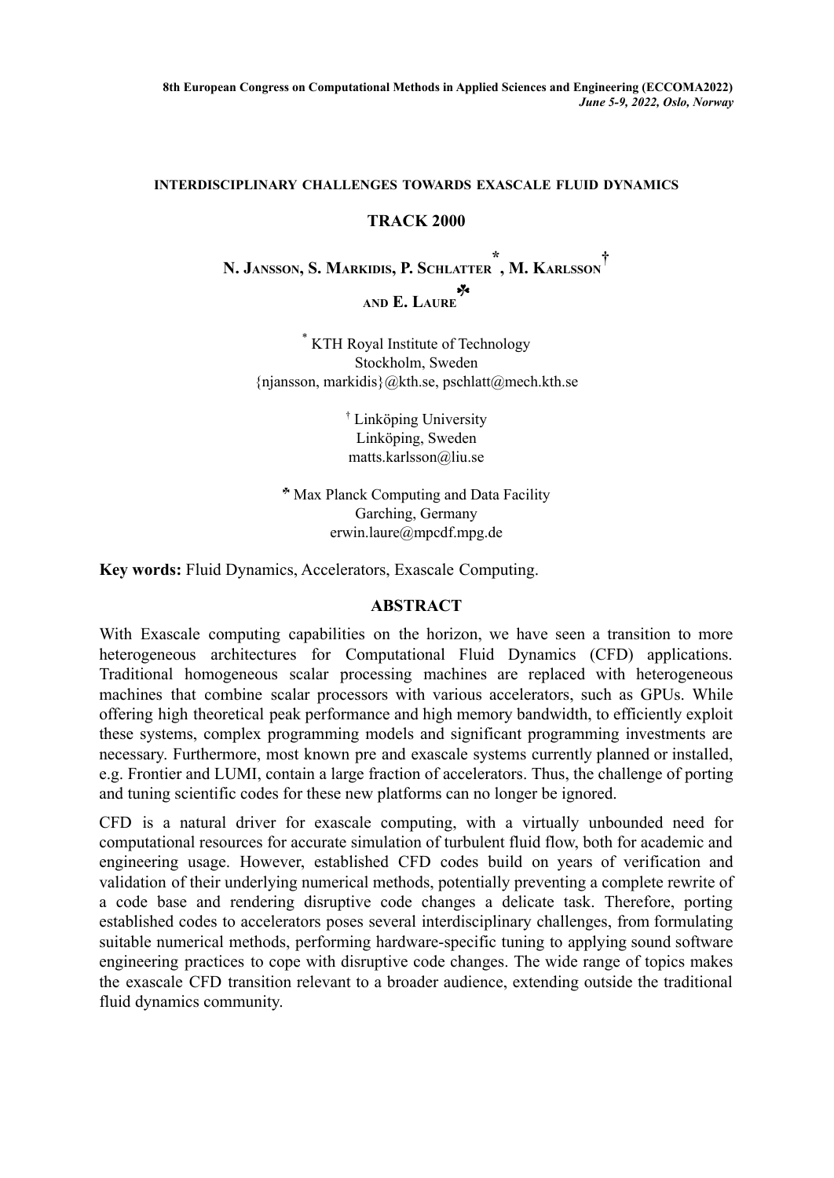8th European Congress on Computational Methods in Applied Sciences and Engineering (ECCOMA2022)
*June 5-9, 2022, Oslo, Norway*

# INTERDISCIPLINARY CHALLENGES TOWARDS EXASCALE FLUID DYNAMICS

## TRACK 2000

**N. Jansson, S. Markidis, P. Schlatter [*], M. Karlsson [†] and E. Laure [☘]**

[*] KTH Royal Institute of Technology
Stockholm, Sweden
{njansson, markidis}@kth.se, pschlatt@mech.kth.se

[†] Linköping University
Linköping, Sweden
matts.karlsson@liu.se

[☘] Max Planck Computing and Data Facility
Garching, Germany
erwin.laure@mpcdf.mpg.de

**Key words:** Fluid Dynamics, Accelerators, Exascale Computing.

## ABSTRACT

With Exascale computing capabilities on the horizon, we have seen a transition to more heterogeneous architectures for Computational Fluid Dynamics (CFD) applications. Traditional homogeneous scalar processing machines are replaced with heterogeneous machines that combine scalar processors with various accelerators, such as GPUs. While offering high theoretical peak performance and high memory bandwidth, to efficiently exploit these systems, complex programming models and significant programming investments are necessary. Furthermore, most known pre and exascale systems currently planned or installed, e.g. Frontier and LUMI, contain a large fraction of accelerators. Thus, the challenge of porting and tuning scientific codes for these new platforms can no longer be ignored.

CFD is a natural driver for exascale computing, with a virtually unbounded need for computational resources for accurate simulation of turbulent fluid flow, both for academic and engineering usage. However, established CFD codes build on years of verification and validation of their underlying numerical methods, potentially preventing a complete rewrite of a code base and rendering disruptive code changes a delicate task. Therefore, porting established codes to accelerators poses several interdisciplinary challenges, from formulating suitable numerical methods, performing hardware-specific tuning to applying sound software engineering practices to cope with disruptive code changes. The wide range of topics makes the exascale CFD transition relevant to a broader audience, extending outside the traditional fluid dynamics community.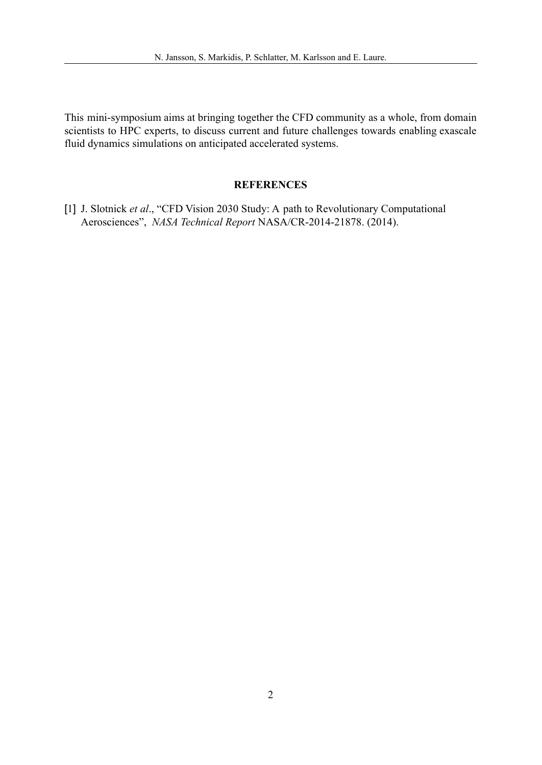This mini-symposium aims at bringing together the CFD community as a whole, from domain scientists to HPC experts, to discuss current and future challenges towards enabling exascale fluid dynamics simulations on anticipated accelerated systems.

## REFERENCES

[1] J. Slotnick *et al*., "CFD Vision 2030 Study: A path to Revolutionary Computational Aerosciences", *NASA Technical Report* NASA/CR-2014-21878. (2014).